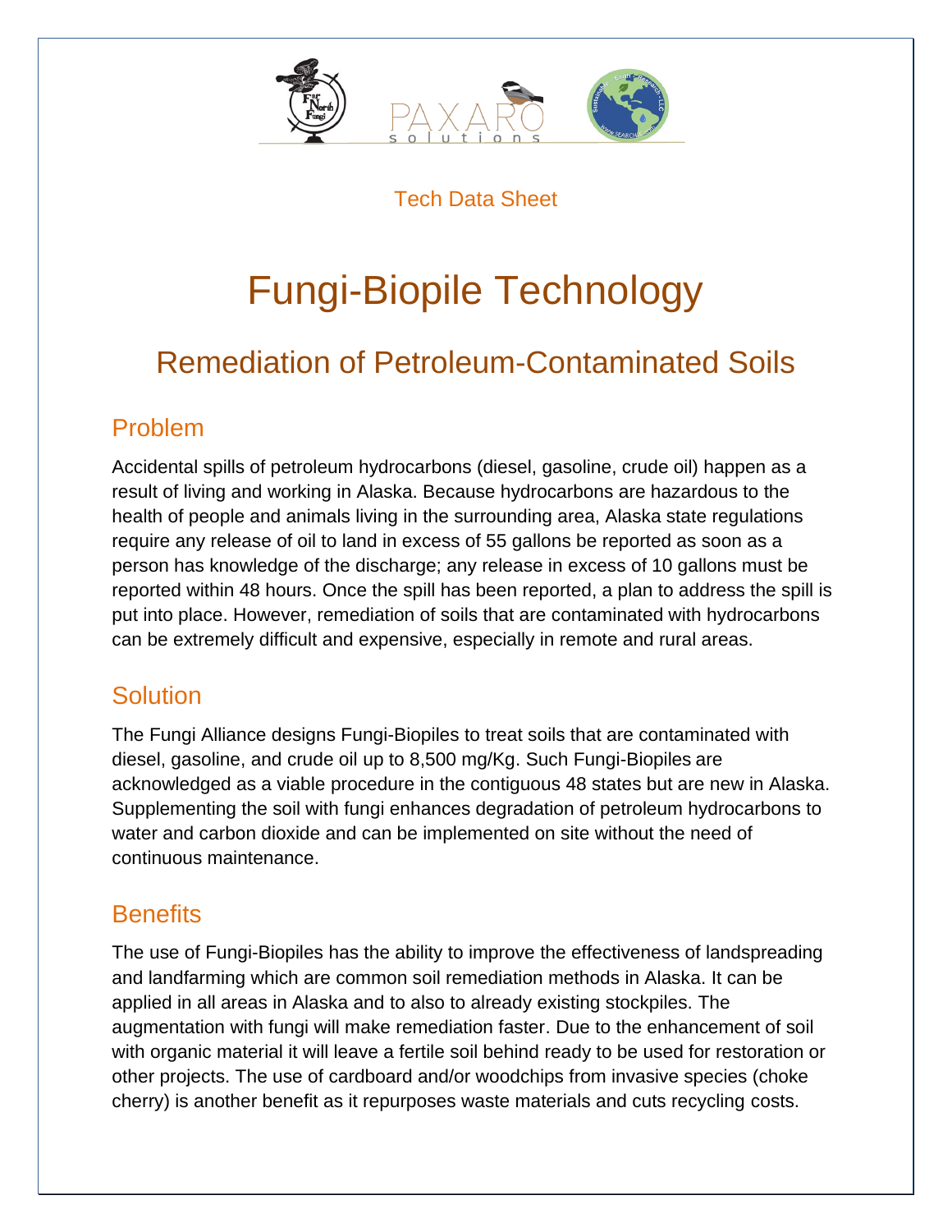Tech Data Sheet

# Fungi-Biopile Technology

## Remediation of Petroleum-Contaminated Soils

### Problem

Accidental spills of petroleum hydrocarbons (diesel, gasoline, crude oil) happen as a result of living and working in Alaska. Because hydrocarbons are hazardous to the health of people and animals living in the surrounding area, Alaska state regulations require any release of oil to land in excess of 55 gallons be reported as soon as a person has knowledge of the discharge; any release in excess of 10 gallons must be reported within 48 hours. Once the spill has been reported, a plan to address the spill is put into place. However, remediation of soils that are contaminated with hydrocarbons can be extremely difficult and expensive, especially in remote and rural areas.

### Solution

The Fungi Alliance designs Fungi-Biopiles to treat soils that are contaminated with diesel, gasoline, and crude oil up to 8,500 mg/Kg. Such Fungi-Biopiles are acknowledged as a viable procedure in the contiguous 48 states but are new in Alaska. Supplementing the soil with fungi enhances degradation of petroleum hydrocarbons to water and carbon dioxide and can be implemented on site without the need of continuous maintenance.

### Benefits

The use of Fungi-Biopiles has the ability to improve the effectiveness of landspreading and landfarming which are common soil remediation methods in Alaska. It can be applied in all areas in Alaska and to also to already existing stockpiles. The augmentation with fungi will make remediation faster. Due to the enhancement of soil with organic material it will leave a fertile soil behind ready to be used for restoration or other projects. The use of cardboard and/or woodchips from invasive species (choke cherry) is another benefit as it repurposes waste materials and cuts recycling costs.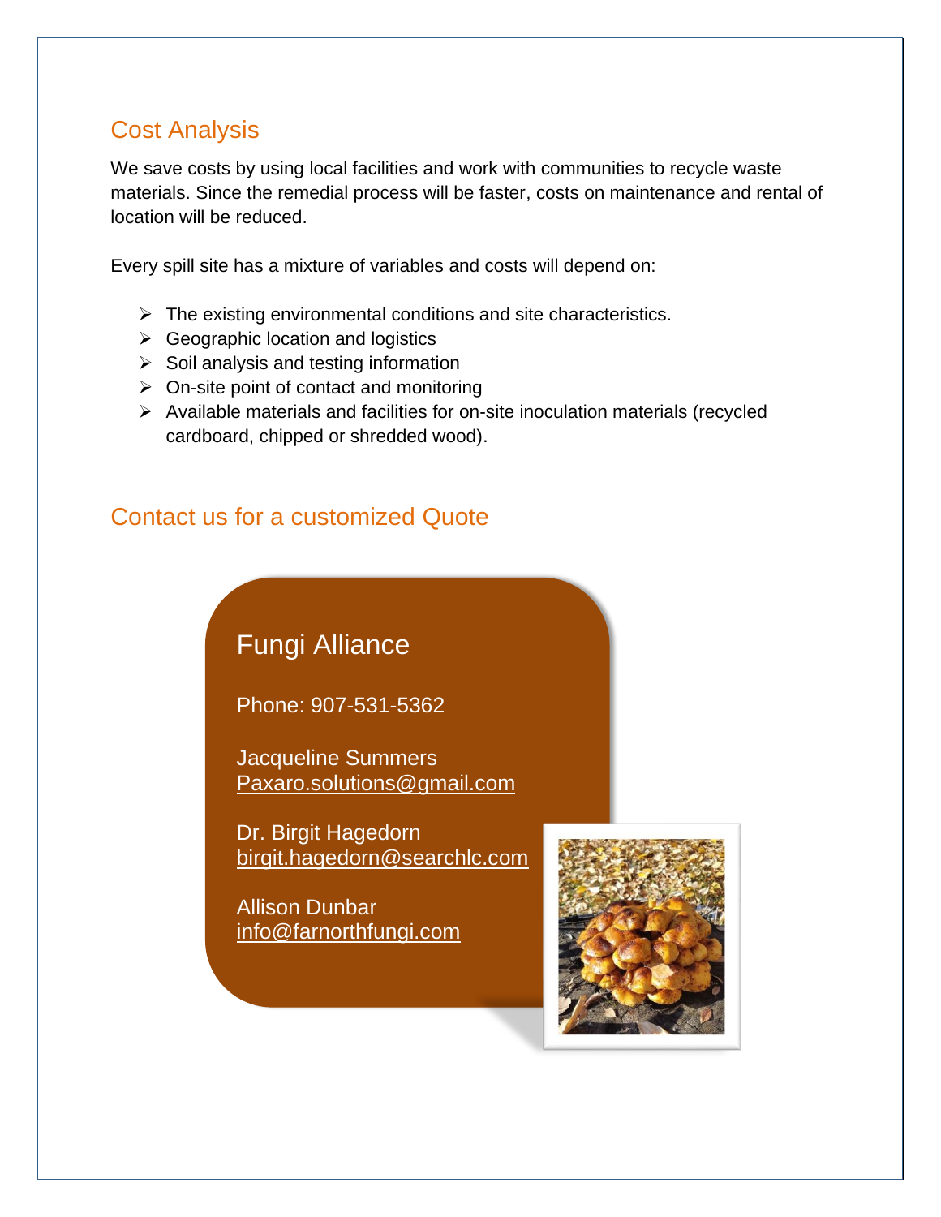## Cost Analysis

We save costs by using local facilities and work with communities to recycle waste materials. Since the remedial process will be faster, costs on maintenance and rental of location will be reduced.

Every spill site has a mixture of variables and costs will depend on:

- The existing environmental conditions and site characteristics.
- Geographic location and logistics
- Soil analysis and testing information
- On-site point of contact and monitoring
- Available materials and facilities for on-site inoculation materials (recycled cardboard, chipped or shredded wood).

## Contact us for a customized Quote

### Fungi Alliance

Phone: 907-531-5362

Jacqueline Summers
Paxaro.solutions@gmail.com

Dr. Birgit Hagedorn
birgit.hagedorn@searchlc.com

Allison Dunbar
info@farnorthfungi.com